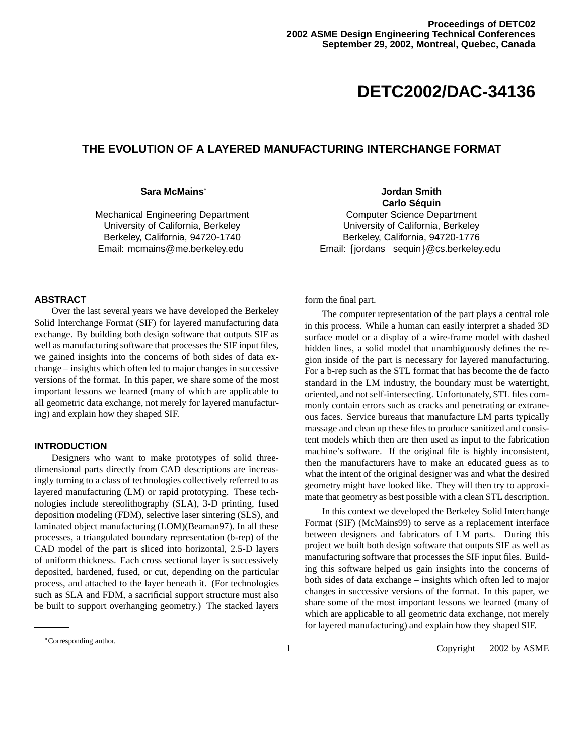Proceedings of DETC02
2002 ASME Design Engineering Technical Conferences
September 29, 2002, Montreal, Quebec, Canada

# DETC2002/DAC-34136

## THE EVOLUTION OF A LAYERED MANUFACTURING INTERCHANGE FORMAT

**Sara McMains**[*]

Mechanical Engineering Department
University of California, Berkeley
Berkeley, California, 94720-1740
Email: mcmains@me.berkeley.edu

**Jordan Smith**
**Carlo Séquin**
Computer Science Department
University of California, Berkeley
Berkeley, California, 94720-1776
Email: {jordans | sequin}@cs.berkeley.edu

### ABSTRACT

Over the last several years we have developed the Berkeley Solid Interchange Format (SIF) for layered manufacturing data exchange. By building both design software that outputs SIF as well as manufacturing software that processes the SIF input files, we gained insights into the concerns of both sides of data exchange – insights which often led to major changes in successive versions of the format. In this paper, we share some of the most important lessons we learned (many of which are applicable to all geometric data exchange, not merely for layered manufacturing) and explain how they shaped SIF.

### INTRODUCTION

Designers who want to make prototypes of solid three-dimensional parts directly from CAD descriptions are increasingly turning to a class of technologies collectively referred to as layered manufacturing (LM) or rapid prototyping. These technologies include stereolithography (SLA), 3-D printing, fused deposition modeling (FDM), selective laser sintering (SLS), and laminated object manufacturing (LOM)(Beaman97). In all these processes, a triangulated boundary representation (b-rep) of the CAD model of the part is sliced into horizontal, 2.5-D layers of uniform thickness. Each cross sectional layer is successively deposited, hardened, fused, or cut, depending on the particular process, and attached to the layer beneath it. (For technologies such as SLA and FDM, a sacrificial support structure must also be built to support overhanging geometry.) The stacked layers form the final part.

The computer representation of the part plays a central role in this process. While a human can easily interpret a shaded 3D surface model or a display of a wire-frame model with dashed hidden lines, a solid model that unambiguously defines the region inside of the part is necessary for layered manufacturing. For a b-rep such as the STL format that has become the de facto standard in the LM industry, the boundary must be watertight, oriented, and not self-intersecting. Unfortunately, STL files commonly contain errors such as cracks and penetrating or extraneous faces. Service bureaus that manufacture LM parts typically massage and clean up these files to produce sanitized and consistent models which then are then used as input to the fabrication machine's software. If the original file is highly inconsistent, then the manufacturers have to make an educated guess as to what the intent of the original designer was and what the desired geometry might have looked like. They will then try to approximate that geometry as best possible with a clean STL description.

In this context we developed the Berkeley Solid Interchange Format (SIF) (McMains99) to serve as a replacement interface between designers and fabricators of LM parts. During this project we built both design software that outputs SIF as well as manufacturing software that processes the SIF input files. Building this software helped us gain insights into the concerns of both sides of data exchange – insights which often led to major changes in successive versions of the format. In this paper, we share some of the most important lessons we learned (many of which are applicable to all geometric data exchange, not merely for layered manufacturing) and explain how they shaped SIF.

[*] Corresponding author.

Copyright 2002 by ASME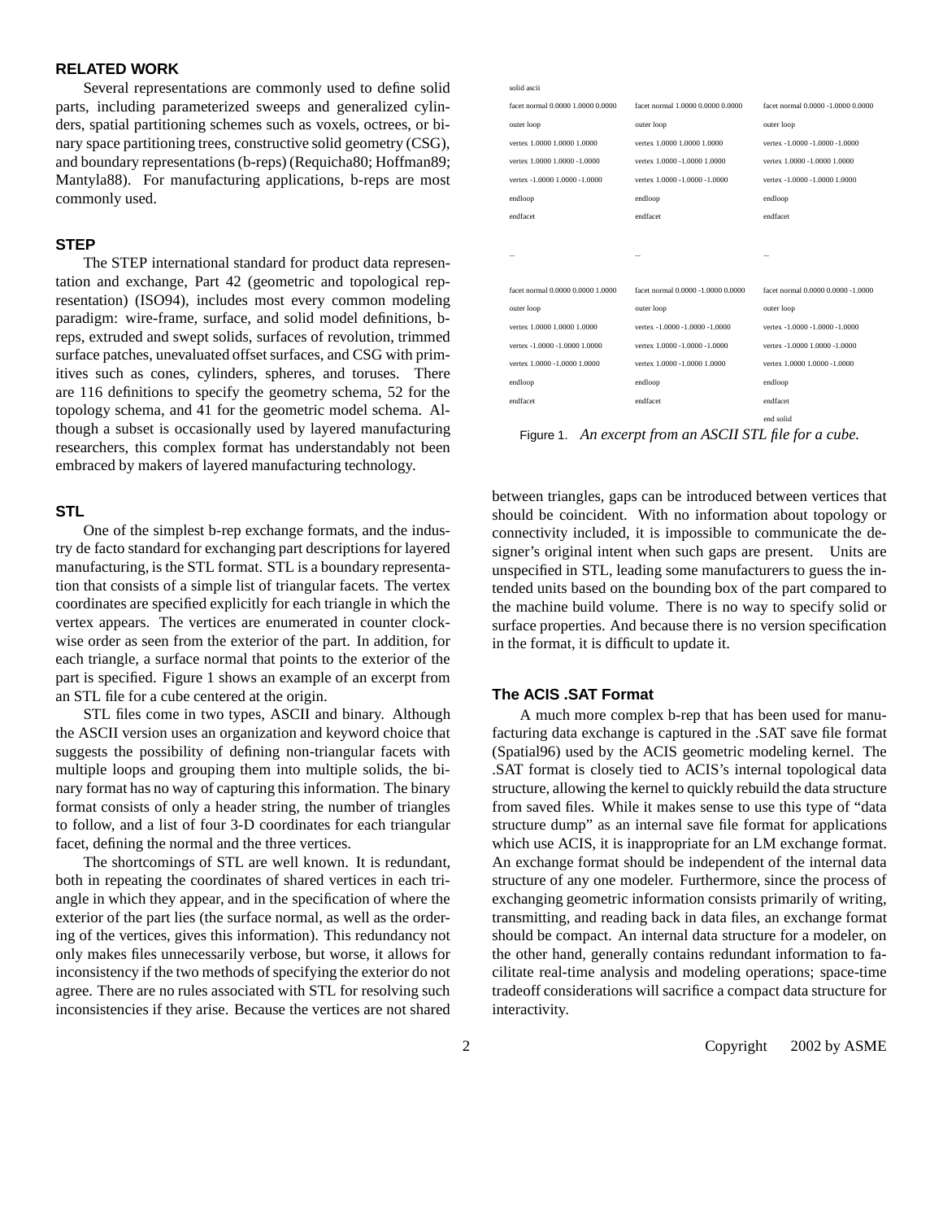## RELATED WORK

Several representations are commonly used to define solid parts, including parameterized sweeps and generalized cylinders, spatial partitioning schemes such as voxels, octrees, or binary space partitioning trees, constructive solid geometry (CSG), and boundary representations (b-reps) (Requicha80; Hoffman89; Mantyla88). For manufacturing applications, b-reps are most commonly used.

### STEP

The STEP international standard for product data representation and exchange, Part 42 (geometric and topological representation) (ISO94), includes most every common modeling paradigm: wire-frame, surface, and solid model definitions, b-reps, extruded and swept solids, surfaces of revolution, trimmed surface patches, unevaluated offset surfaces, and CSG with primitives such as cones, cylinders, spheres, and toruses. There are 116 definitions to specify the geometry schema, 52 for the topology schema, and 41 for the geometric model schema. Although a subset is occasionally used by layered manufacturing researchers, this complex format has understandably not been embraced by makers of layered manufacturing technology.

### STL

One of the simplest b-rep exchange formats, and the industry de facto standard for exchanging part descriptions for layered manufacturing, is the STL format. STL is a boundary representation that consists of a simple list of triangular facets. The vertex coordinates are specified explicitly for each triangle in which the vertex appears. The vertices are enumerated in counter clockwise order as seen from the exterior of the part. In addition, for each triangle, a surface normal that points to the exterior of the part is specified. Figure 1 shows an example of an excerpt from an STL file for a cube centered at the origin.

```
solid ascii
facet normal 0.0000 1.0000 0.0000      facet normal 1.0000 0.0000 0.0000      facet normal 0.0000 -1.0000 0.0000
outer loop                             outer loop                             outer loop
vertex 1.0000 1.0000 1.0000            vertex 1.0000 1.0000 1.0000            vertex -1.0000 -1.0000 -1.0000
vertex 1.0000 1.0000 -1.0000           vertex 1.0000 -1.0000 1.0000           vertex 1.0000 -1.0000 1.0000
vertex -1.0000 1.0000 -1.0000          vertex 1.0000 -1.0000 -1.0000          vertex -1.0000 -1.0000 1.0000
endloop                                endloop                                endloop
endfacet                               endfacet                               endfacet

...                                    ...                                    ...

facet normal 0.0000 0.0000 1.0000      facet normal 0.0000 -1.0000 0.0000     facet normal 0.0000 0.0000 -1.0000
outer loop                             outer loop                             outer loop
vertex 1.0000 1.0000 1.0000            vertex -1.0000 -1.0000 -1.0000         vertex -1.0000 -1.0000 -1.0000
vertex -1.0000 -1.0000 1.0000          vertex 1.0000 -1.0000 -1.0000          vertex -1.0000 1.0000 -1.0000
vertex 1.0000 -1.0000 1.0000           vertex 1.0000 -1.0000 1.0000           vertex 1.0000 1.0000 -1.0000
endloop                                endloop                                endloop
endfacet                               endfacet                               endfacet
                                                                              end solid
```

Figure 1. *An excerpt from an ASCII STL file for a cube.*

STL files come in two types, ASCII and binary. Although the ASCII version uses an organization and keyword choice that suggests the possibility of defining non-triangular facets with multiple loops and grouping them into multiple solids, the binary format has no way of capturing this information. The binary format consists of only a header string, the number of triangles to follow, and a list of four 3-D coordinates for each triangular facet, defining the normal and the three vertices.

The shortcomings of STL are well known. It is redundant, both in repeating the coordinates of shared vertices in each triangle in which they appear, and in the specification of where the exterior of the part lies (the surface normal, as well as the ordering of the vertices, gives this information). This redundancy not only makes files unnecessarily verbose, but worse, it allows for inconsistency if the two methods of specifying the exterior do not agree. There are no rules associated with STL for resolving such inconsistencies if they arise. Because the vertices are not shared between triangles, gaps can be introduced between vertices that should be coincident. With no information about topology or connectivity included, it is impossible to communicate the designer's original intent when such gaps are present. Units are unspecified in STL, leading some manufacturers to guess the intended units based on the bounding box of the part compared to the machine build volume. There is no way to specify solid or surface properties. And because there is no version specification in the format, it is difficult to update it.

### The ACIS .SAT Format

A much more complex b-rep that has been used for manufacturing data exchange is captured in the .SAT save file format (Spatial96) used by the ACIS geometric modeling kernel. The .SAT format is closely tied to ACIS's internal topological data structure, allowing the kernel to quickly rebuild the data structure from saved files. While it makes sense to use this type of "data structure dump" as an internal save file format for applications which use ACIS, it is inappropriate for an LM exchange format. An exchange format should be independent of the internal data structure of any one modeler. Furthermore, since the process of exchanging geometric information consists primarily of writing, transmitting, and reading back in data files, an exchange format should be compact. An internal data structure for a modeler, on the other hand, generally contains redundant information to facilitate real-time analysis and modeling operations; space-time tradeoff considerations will sacrifice a compact data structure for interactivity.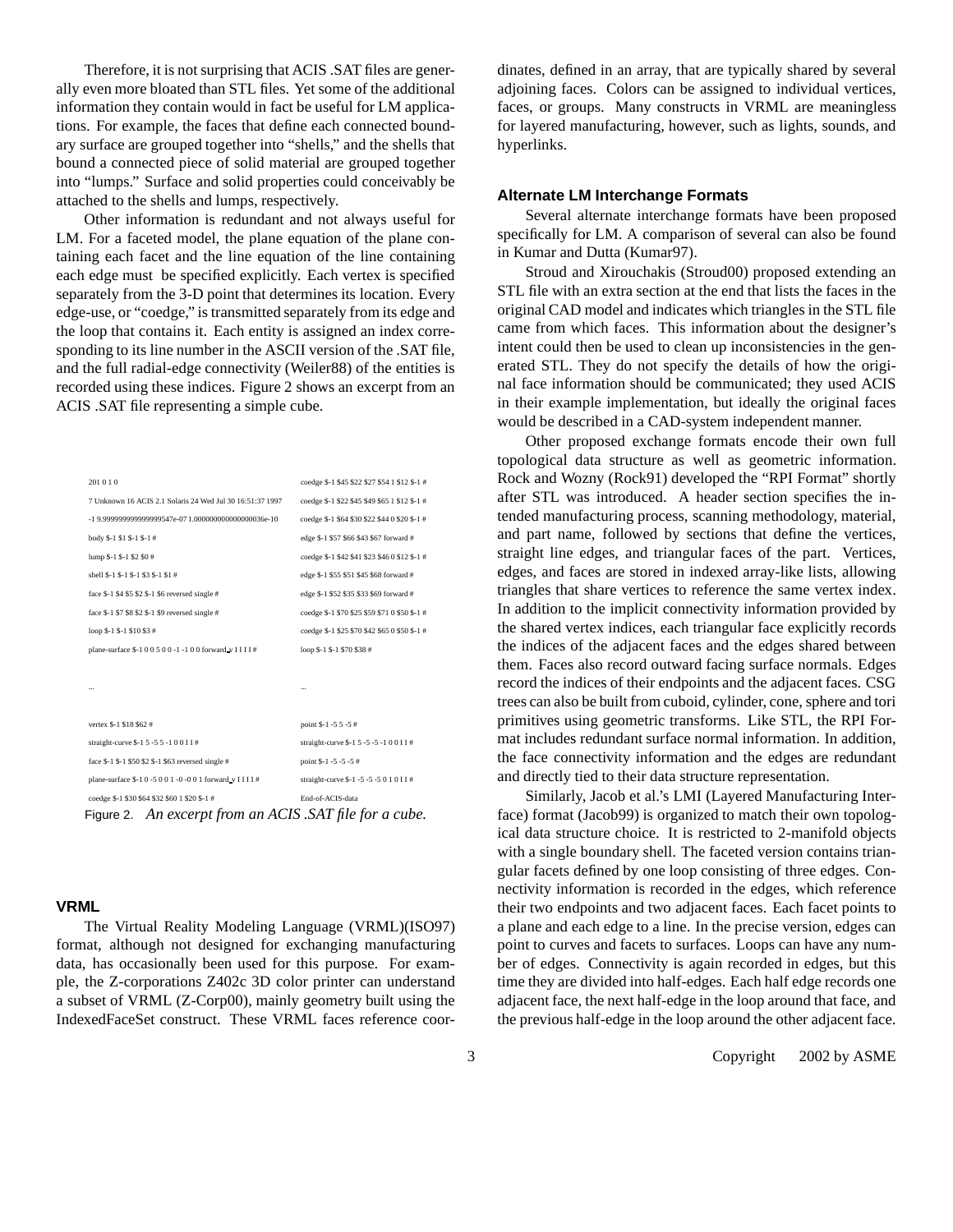Therefore, it is not surprising that ACIS .SAT files are generally even more bloated than STL files. Yet some of the additional information they contain would in fact be useful for LM applications. For example, the faces that define each connected boundary surface are grouped together into "shells," and the shells that bound a connected piece of solid material are grouped together into "lumps." Surface and solid properties could conceivably be attached to the shells and lumps, respectively.

Other information is redundant and not always useful for LM. For a faceted model, the plane equation of the plane containing each facet and the line equation of the line containing each edge must be specified explicitly. Each vertex is specified separately from the 3-D point that determines its location. Every edge-use, or "coedge," is transmitted separately from its edge and the loop that contains it. Each entity is assigned an index corresponding to its line number in the ASCII version of the .SAT file, and the full radial-edge connectivity (Weiler88) of the entities is recorded using these indices. Figure 2 shows an excerpt from an ACIS .SAT file representing a simple cube.

```
201 0 1 0
7 Unknown 16 ACIS 2.1 Solaris 24 Wed Jul 30 16:51:37 1997
-1 9.9999999999999547e-07 1.0000000000000036e-10
body $-1 $1 $-1 $-1 #
lump $-1 $-1 $2 $0 #
shell $-1 $-1 $-1 $3 $-1 $1 #
face $-1 $4 $5 $2 $-1 $6 reversed single #
face $-1 $7 $8 $2 $-1 $9 reversed single #
loop $-1 $-1 $10 $3 #
plane-surface $-1 0 0 5 0 0 -1 -1 0 0 forward_v I I I I #

...

vertex $-1 $18 $62 #
straight-curve $-1 5 -5 5 -1 0 0 I I #
face $-1 $-1 $50 $2 $-1 $63 reversed single #
plane-surface $-1 0 -5 0 0 1 -0 -0 0 1 forward_v I I I I #
coedge $-1 $30 $64 $32 $60 1 $20 $-1 #

coedge $-1 $45 $22 $27 $54 1 $12 $-1 #
coedge $-1 $22 $45 $49 $65 1 $12 $-1 #
coedge $-1 $64 $30 $22 $44 0 $20 $-1 #
edge $-1 $57 $66 $43 $67 forward #
coedge $-1 $42 $41 $23 $46 0 $12 $-1 #
edge $-1 $55 $51 $45 $68 forward #
edge $-1 $52 $35 $33 $69 forward #
coedge $-1 $70 $25 $59 $71 0 $50 $-1 #
coedge $-1 $25 $70 $42 $65 0 $50 $-1 #
loop $-1 $-1 $70 $38 #

...

point $-1 -5 5 -5 #
straight-curve $-1 5 -5 -5 -1 0 0 I I #
point $-1 -5 -5 -5 #
straight-curve $-1 -5 -5 -5 0 1 0 I I #
End-of-ACIS-data
```

Figure 2. *An excerpt from an ACIS .SAT file for a cube.*

### VRML

The Virtual Reality Modeling Language (VRML)(ISO97) format, although not designed for exchanging manufacturing data, has occasionally been used for this purpose. For example, the Z-corporations Z402c 3D color printer can understand a subset of VRML (Z-Corp00), mainly geometry built using the IndexedFaceSet construct. These VRML faces reference coordinates, defined in an array, that are typically shared by several adjoining faces. Colors can be assigned to individual vertices, faces, or groups. Many constructs in VRML are meaningless for layered manufacturing, however, such as lights, sounds, and hyperlinks.

### Alternate LM Interchange Formats

Several alternate interchange formats have been proposed specifically for LM. A comparison of several can also be found in Kumar and Dutta (Kumar97).

Stroud and Xirouchakis (Stroud00) proposed extending an STL file with an extra section at the end that lists the faces in the original CAD model and indicates which triangles in the STL file came from which faces. This information about the designer's intent could then be used to clean up inconsistencies in the generated STL. They do not specify the details of how the original face information should be communicated; they used ACIS in their example implementation, but ideally the original faces would be described in a CAD-system independent manner.

Other proposed exchange formats encode their own full topological data structure as well as geometric information. Rock and Wozny (Rock91) developed the "RPI Format" shortly after STL was introduced. A header section specifies the intended manufacturing process, scanning methodology, material, and part name, followed by sections that define the vertices, straight line edges, and triangular faces of the part. Vertices, edges, and faces are stored in indexed array-like lists, allowing triangles that share vertices to reference the same vertex index. In addition to the implicit connectivity information provided by the shared vertex indices, each triangular face explicitly records the indices of the adjacent faces and the edges shared between them. Faces also record outward facing surface normals. Edges record the indices of their endpoints and the adjacent faces. CSG trees can also be built from cuboid, cylinder, cone, sphere and tori primitives using geometric transforms. Like STL, the RPI Format includes redundant surface normal information. In addition, the face connectivity information and the edges are redundant and directly tied to their data structure representation.

Similarly, Jacob et al.'s LMI (Layered Manufacturing Interface) format (Jacob99) is organized to match their own topological data structure choice. It is restricted to 2-manifold objects with a single boundary shell. The faceted version contains triangular facets defined by one loop consisting of three edges. Connectivity information is recorded in the edges, which reference their two endpoints and two adjacent faces. Each facet points to a plane and each edge to a line. In the precise version, edges can point to curves and facets to surfaces. Loops can have any number of edges. Connectivity is again recorded in edges, but this time they are divided into half-edges. Each half edge records one adjacent face, the next half-edge in the loop around that face, and the previous half-edge in the loop around the other adjacent face.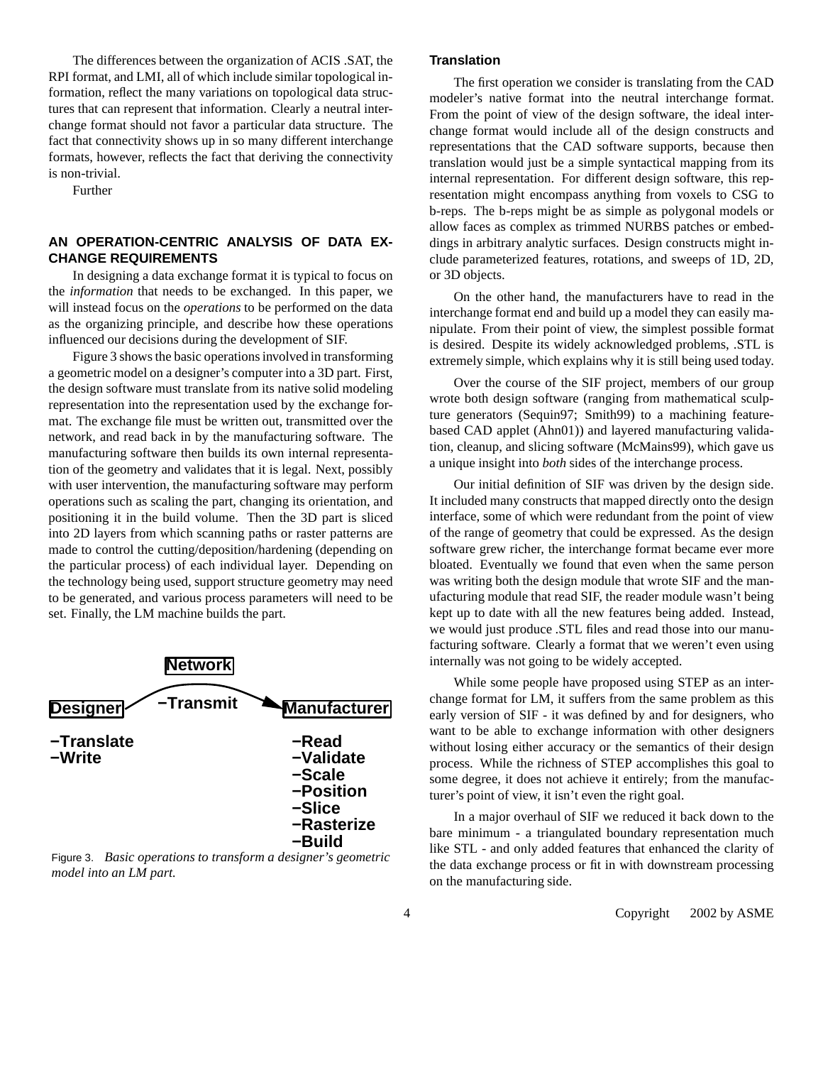The differences between the organization of ACIS .SAT, the RPI format, and LMI, all of which include similar topological information, reflect the many variations on topological data structures that can represent that information. Clearly a neutral interchange format should not favor a particular data structure. The fact that connectivity shows up in so many different interchange formats, however, reflects the fact that deriving the connectivity is non-trivial.

Further

## AN OPERATION-CENTRIC ANALYSIS OF DATA EXCHANGE REQUIREMENTS

In designing a data exchange format it is typical to focus on the *information* that needs to be exchanged. In this paper, we will instead focus on the *operations* to be performed on the data as the organizing principle, and describe how these operations influenced our decisions during the development of SIF.

Figure 3 shows the basic operations involved in transforming a geometric model on a designer's computer into a 3D part. First, the design software must translate from its native solid modeling representation into the representation used by the exchange format. The exchange file must be written out, transmitted over the network, and read back in by the manufacturing software. The manufacturing software then builds its own internal representation of the geometry and validates that it is legal. Next, possibly with user intervention, the manufacturing software may perform operations such as scaling the part, changing its orientation, and positioning it in the build volume. Then the 3D part is sliced into 2D layers from which scanning paths or raster patterns are made to control the cutting/deposition/hardening (depending on the particular process) of each individual layer. Depending on the technology being used, support structure geometry may need to be generated, and various process parameters will need to be set. Finally, the LM machine builds the part.

Network

Designer —Transmit→ Manufacturer

−Translate
−Write

−Read
−Validate
−Scale
−Position
−Slice
−Rasterize
−Build

Figure 3. *Basic operations to transform a designer's geometric model into an LM part.*

### Translation

The first operation we consider is translating from the CAD modeler's native format into the neutral interchange format. From the point of view of the design software, the ideal interchange format would include all of the design constructs and representations that the CAD software supports, because then translation would just be a simple syntactical mapping from its internal representation. For different design software, this representation might encompass anything from voxels to CSG to b-reps. The b-reps might be as simple as polygonal models or allow faces as complex as trimmed NURBS patches or embeddings in arbitrary analytic surfaces. Design constructs might include parameterized features, rotations, and sweeps of 1D, 2D, or 3D objects.

On the other hand, the manufacturers have to read in the interchange format end and build up a model they can easily manipulate. From their point of view, the simplest possible format is desired. Despite its widely acknowledged problems, .STL is extremely simple, which explains why it is still being used today.

Over the course of the SIF project, members of our group wrote both design software (ranging from mathematical sculpture generators (Sequin97; Smith99) to a machining feature-based CAD applet (Ahn01)) and layered manufacturing validation, cleanup, and slicing software (McMains99), which gave us a unique insight into *both* sides of the interchange process.

Our initial definition of SIF was driven by the design side. It included many constructs that mapped directly onto the design interface, some of which were redundant from the point of view of the range of geometry that could be expressed. As the design software grew richer, the interchange format became ever more bloated. Eventually we found that even when the same person was writing both the design module that wrote SIF and the manufacturing module that read SIF, the reader module wasn't being kept up to date with all the new features being added. Instead, we would just produce .STL files and read those into our manufacturing software. Clearly a format that we weren't even using internally was not going to be widely accepted.

While some people have proposed using STEP as an interchange format for LM, it suffers from the same problem as this early version of SIF - it was defined by and for designers, who want to be able to exchange information with other designers without losing either accuracy or the semantics of their design process. While the richness of STEP accomplishes this goal to some degree, it does not achieve it entirely; from the manufacturer's point of view, it isn't even the right goal.

In a major overhaul of SIF we reduced it back down to the bare minimum - a triangulated boundary representation much like STL - and only added features that enhanced the clarity of the data exchange process or fit in with downstream processing on the manufacturing side.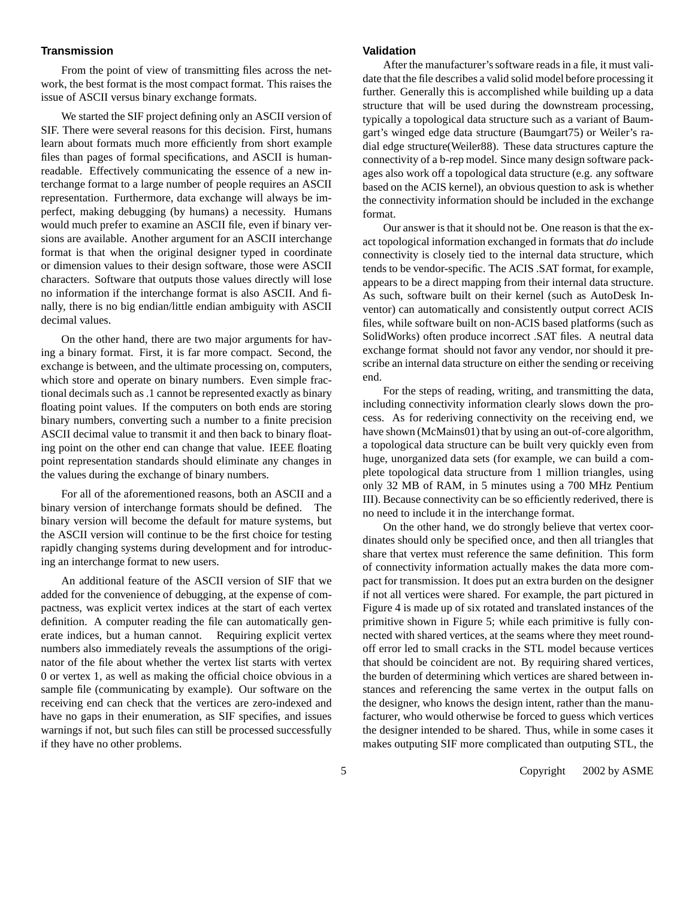### Transmission

From the point of view of transmitting files across the network, the best format is the most compact format. This raises the issue of ASCII versus binary exchange formats.

We started the SIF project defining only an ASCII version of SIF. There were several reasons for this decision. First, humans learn about formats much more efficiently from short example files than pages of formal specifications, and ASCII is human-readable. Effectively communicating the essence of a new interchange format to a large number of people requires an ASCII representation. Furthermore, data exchange will always be imperfect, making debugging (by humans) a necessity. Humans would much prefer to examine an ASCII file, even if binary versions are available. Another argument for an ASCII interchange format is that when the original designer typed in coordinate or dimension values to their design software, those were ASCII characters. Software that outputs those values directly will lose no information if the interchange format is also ASCII. And finally, there is no big endian/little endian ambiguity with ASCII decimal values.

On the other hand, there are two major arguments for having a binary format. First, it is far more compact. Second, the exchange is between, and the ultimate processing on, computers, which store and operate on binary numbers. Even simple fractional decimals such as .1 cannot be represented exactly as binary floating point values. If the computers on both ends are storing binary numbers, converting such a number to a finite precision ASCII decimal value to transmit it and then back to binary floating point on the other end can change that value. IEEE floating point representation standards should eliminate any changes in the values during the exchange of binary numbers.

For all of the aforementioned reasons, both an ASCII and a binary version of interchange formats should be defined. The binary version will become the default for mature systems, but the ASCII version will continue to be the first choice for testing rapidly changing systems during development and for introducing an interchange format to new users.

An additional feature of the ASCII version of SIF that we added for the convenience of debugging, at the expense of compactness, was explicit vertex indices at the start of each vertex definition. A computer reading the file can automatically generate indices, but a human cannot. Requiring explicit vertex numbers also immediately reveals the assumptions of the originator of the file about whether the vertex list starts with vertex 0 or vertex 1, as well as making the official choice obvious in a sample file (communicating by example). Our software on the receiving end can check that the vertices are zero-indexed and have no gaps in their enumeration, as SIF specifies, and issues warnings if not, but such files can still be processed successfully if they have no other problems.

### Validation

After the manufacturer's software reads in a file, it must validate that the file describes a valid solid model before processing it further. Generally this is accomplished while building up a data structure that will be used during the downstream processing, typically a topological data structure such as a variant of Baumgart's winged edge data structure (Baumgart75) or Weiler's radial edge structure(Weiler88). These data structures capture the connectivity of a b-rep model. Since many design software packages also work off a topological data structure (e.g. any software based on the ACIS kernel), an obvious question to ask is whether the connectivity information should be included in the exchange format.

Our answer is that it should not be. One reason is that the exact topological information exchanged in formats that *do* include connectivity is closely tied to the internal data structure, which tends to be vendor-specific. The ACIS .SAT format, for example, appears to be a direct mapping from their internal data structure. As such, software built on their kernel (such as AutoDesk Inventor) can automatically and consistently output correct ACIS files, while software built on non-ACIS based platforms (such as SolidWorks) often produce incorrect .SAT files. A neutral data exchange format should not favor any vendor, nor should it prescribe an internal data structure on either the sending or receiving end.

For the steps of reading, writing, and transmitting the data, including connectivity information clearly slows down the process. As for rederiving connectivity on the receiving end, we have shown (McMains01) that by using an out-of-core algorithm, a topological data structure can be built very quickly even from huge, unorganized data sets (for example, we can build a complete topological data structure from 1 million triangles, using only 32 MB of RAM, in 5 minutes using a 700 MHz Pentium III). Because connectivity can be so efficiently rederived, there is no need to include it in the interchange format.

On the other hand, we do strongly believe that vertex coordinates should only be specified once, and then all triangles that share that vertex must reference the same definition. This form of connectivity information actually makes the data more compact for transmission. It does put an extra burden on the designer if not all vertices were shared. For example, the part pictured in Figure 4 is made up of six rotated and translated instances of the primitive shown in Figure 5; while each primitive is fully connected with shared vertices, at the seams where they meet round-off error led to small cracks in the STL model because vertices that should be coincident are not. By requiring shared vertices, the burden of determining which vertices are shared between instances and referencing the same vertex in the output falls on the designer, who knows the design intent, rather than the manufacturer, who would otherwise be forced to guess which vertices the designer intended to be shared. Thus, while in some cases it makes outputing SIF more complicated than outputing STL, the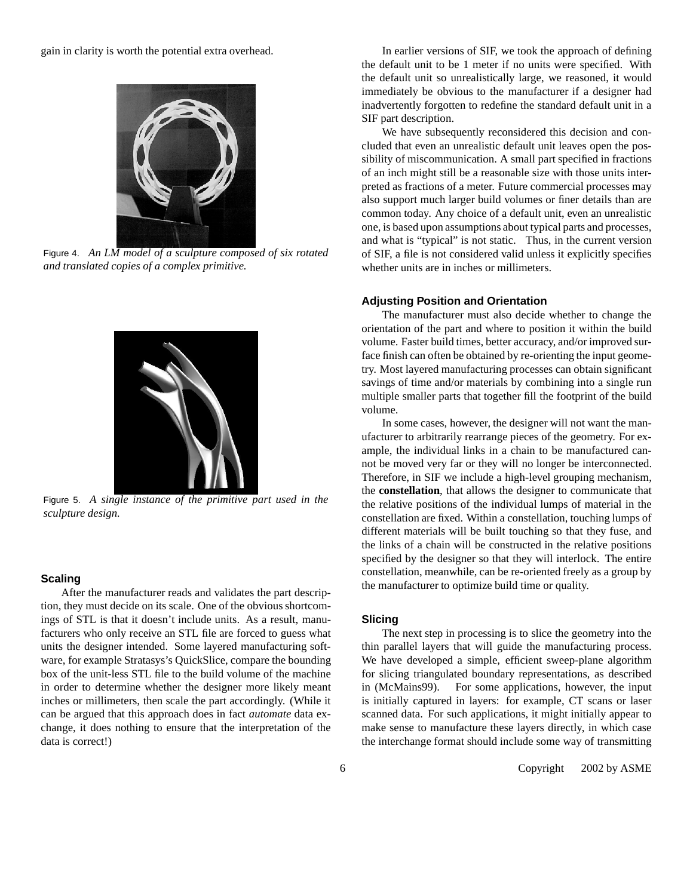gain in clarity is worth the potential extra overhead.

Figure 4. *An LM model of a sculpture composed of six rotated and translated copies of a complex primitive.*

Figure 5. *A single instance of the primitive part used in the sculpture design.*

### Scaling

After the manufacturer reads and validates the part description, they must decide on its scale. One of the obvious shortcomings of STL is that it doesn't include units. As a result, manufacturers who only receive an STL file are forced to guess what units the designer intended. Some layered manufacturing software, for example Stratasys's QuickSlice, compare the bounding box of the unit-less STL file to the build volume of the machine in order to determine whether the designer more likely meant inches or millimeters, then scale the part accordingly. (While it can be argued that this approach does in fact *automate* data exchange, it does nothing to ensure that the interpretation of the data is correct!)

In earlier versions of SIF, we took the approach of defining the default unit to be 1 meter if no units were specified. With the default unit so unrealistically large, we reasoned, it would immediately be obvious to the manufacturer if a designer had inadvertently forgotten to redefine the standard default unit in a SIF part description.

We have subsequently reconsidered this decision and concluded that even an unrealistic default unit leaves open the possibility of miscommunication. A small part specified in fractions of an inch might still be a reasonable size with those units interpreted as fractions of a meter. Future commercial processes may also support much larger build volumes or finer details than are common today. Any choice of a default unit, even an unrealistic one, is based upon assumptions about typical parts and processes, and what is "typical" is not static. Thus, in the current version of SIF, a file is not considered valid unless it explicitly specifies whether units are in inches or millimeters.

### Adjusting Position and Orientation

The manufacturer must also decide whether to change the orientation of the part and where to position it within the build volume. Faster build times, better accuracy, and/or improved surface finish can often be obtained by re-orienting the input geometry. Most layered manufacturing processes can obtain significant savings of time and/or materials by combining into a single run multiple smaller parts that together fill the footprint of the build volume.

In some cases, however, the designer will not want the manufacturer to arbitrarily rearrange pieces of the geometry. For example, the individual links in a chain to be manufactured cannot be moved very far or they will no longer be interconnected. Therefore, in SIF we include a high-level grouping mechanism, the **constellation**, that allows the designer to communicate that the relative positions of the individual lumps of material in the constellation are fixed. Within a constellation, touching lumps of different materials will be built touching so that they fuse, and the links of a chain will be constructed in the relative positions specified by the designer so that they will interlock. The entire constellation, meanwhile, can be re-oriented freely as a group by the manufacturer to optimize build time or quality.

### Slicing

The next step in processing is to slice the geometry into the thin parallel layers that will guide the manufacturing process. We have developed a simple, efficient sweep-plane algorithm for slicing triangulated boundary representations, as described in (McMains99). For some applications, however, the input is initially captured in layers: for example, CT scans or laser scanned data. For such applications, it might initially appear to make sense to manufacture these layers directly, in which case the interchange format should include some way of transmitting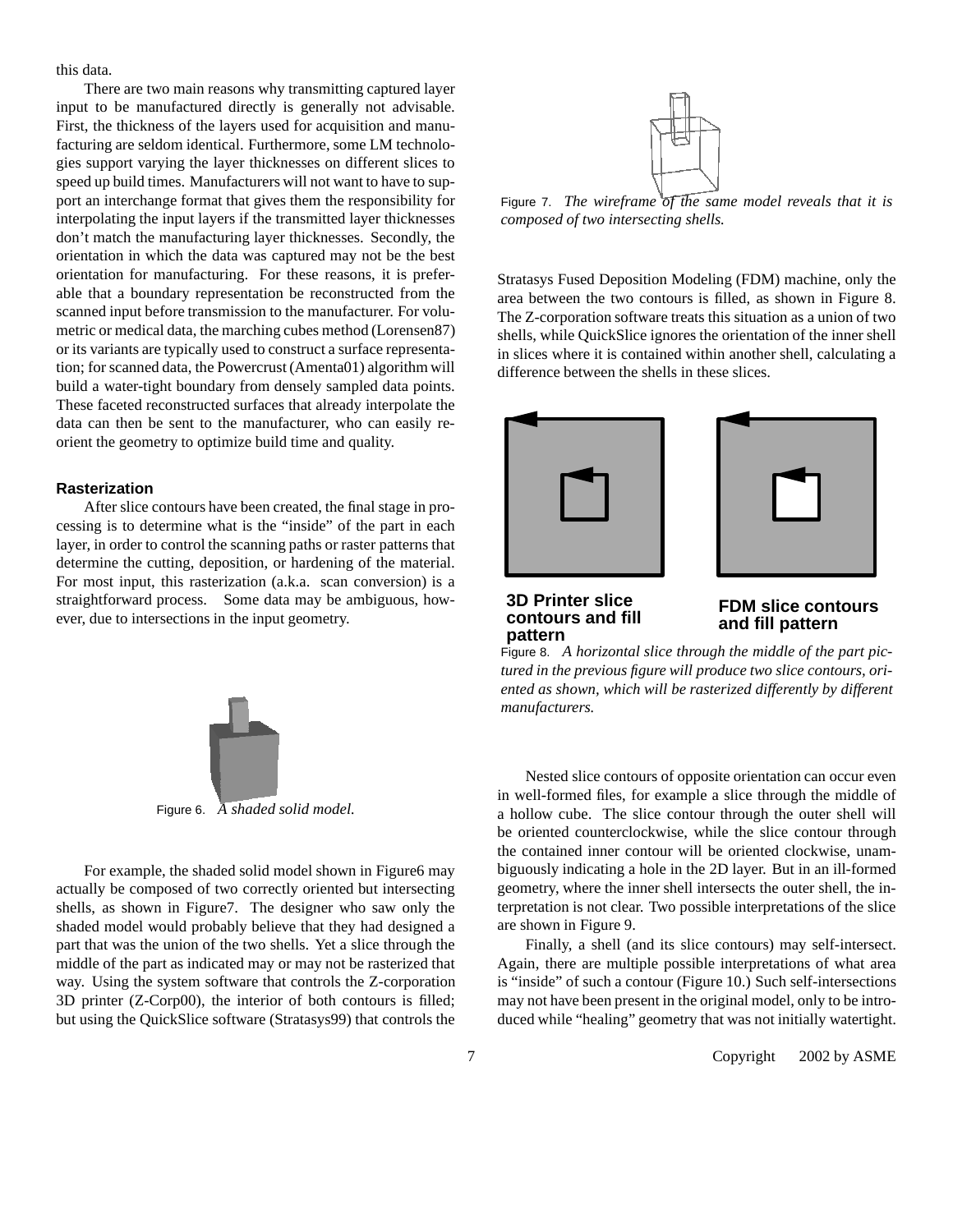this data.

There are two main reasons why transmitting captured layer input to be manufactured directly is generally not advisable. First, the thickness of the layers used for acquisition and manufacturing are seldom identical. Furthermore, some LM technologies support varying the layer thicknesses on different slices to speed up build times. Manufacturers will not want to have to support an interchange format that gives them the responsibility for interpolating the input layers if the transmitted layer thicknesses don't match the manufacturing layer thicknesses. Secondly, the orientation in which the data was captured may not be the best orientation for manufacturing. For these reasons, it is preferable that a boundary representation be reconstructed from the scanned input before transmission to the manufacturer. For volumetric or medical data, the marching cubes method (Lorensen87) or its variants are typically used to construct a surface representation; for scanned data, the Powercrust (Amenta01) algorithm will build a water-tight boundary from densely sampled data points. These faceted reconstructed surfaces that already interpolate the data can then be sent to the manufacturer, who can easily re-orient the geometry to optimize build time and quality.

### Rasterization

After slice contours have been created, the final stage in processing is to determine what is the "inside" of the part in each layer, in order to control the scanning paths or raster patterns that determine the cutting, deposition, or hardening of the material. For most input, this rasterization (a.k.a. scan conversion) is a straightforward process. Some data may be ambiguous, however, due to intersections in the input geometry.

Figure 6. *A shaded solid model.*

For example, the shaded solid model shown in Figure6 may actually be composed of two correctly oriented but intersecting shells, as shown in Figure7. The designer who saw only the shaded model would probably believe that they had designed a part that was the union of the two shells. Yet a slice through the middle of the part as indicated may or may not be rasterized that way. Using the system software that controls the Z-corporation 3D printer (Z-Corp00), the interior of both contours is filled; but using the QuickSlice software (Stratasys99) that controls the Stratasys Fused Deposition Modeling (FDM) machine, only the area between the two contours is filled, as shown in Figure 8. The Z-corporation software treats this situation as a union of two shells, while QuickSlice ignores the orientation of the inner shell in slices where it is contained within another shell, calculating a difference between the shells in these slices.

Figure 7. *The wireframe of the same model reveals that it is composed of two intersecting shells.*

**3D Printer slice contours and fill pattern**

**FDM slice contours and fill pattern**

Figure 8. *A horizontal slice through the middle of the part pictured in the previous figure will produce two slice contours, oriented as shown, which will be rasterized differently by different manufacturers.*

Nested slice contours of opposite orientation can occur even in well-formed files, for example a slice through the middle of a hollow cube. The slice contour through the outer shell will be oriented counterclockwise, while the slice contour through the contained inner contour will be oriented clockwise, unambiguously indicating a hole in the 2D layer. But in an ill-formed geometry, where the inner shell intersects the outer shell, the interpretation is not clear. Two possible interpretations of the slice are shown in Figure 9.

Finally, a shell (and its slice contours) may self-intersect. Again, there are multiple possible interpretations of what area is "inside" of such a contour (Figure 10.) Such self-intersections may not have been present in the original model, only to be introduced while "healing" geometry that was not initially watertight.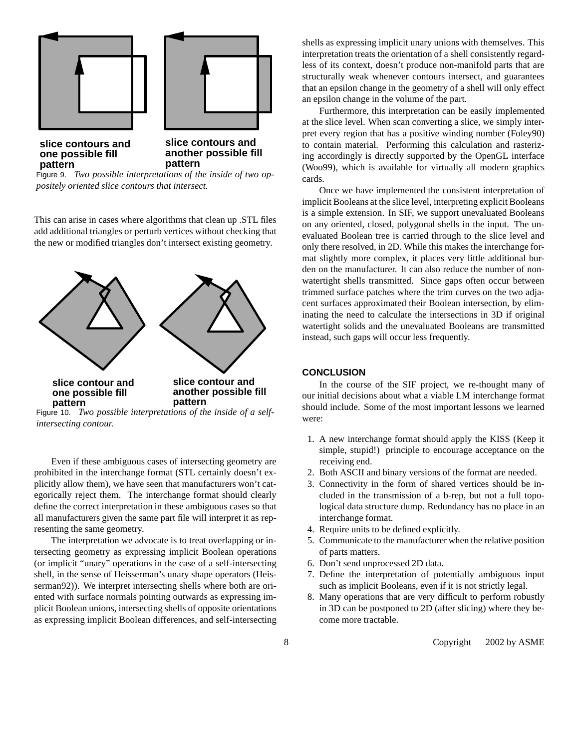slice contours and one possible fill pattern

slice contours and another possible fill pattern

Figure 9. *Two possible interpretations of the inside of two oppositely oriented slice contours that intersect.*

This can arise in cases where algorithms that clean up .STL files add additional triangles or perturb vertices without checking that the new or modified triangles don't intersect existing geometry.

slice contour and one possible fill pattern

slice contour and another possible fill pattern

Figure 10. *Two possible interpretations of the inside of a self-intersecting contour.*

Even if these ambiguous cases of intersecting geometry are prohibited in the interchange format (STL certainly doesn't explicitly allow them), we have seen that manufacturers won't categorically reject them. The interchange format should clearly define the correct interpretation in these ambiguous cases so that all manufacturers given the same part file will interpret it as representing the same geometry.

The interpretation we advocate is to treat overlapping or intersecting geometry as expressing implicit Boolean operations (or implicit "unary" operations in the case of a self-intersecting shell, in the sense of Heisserman's unary shape operators (Heisserman92)). We interpret intersecting shells where both are oriented with surface normals pointing outwards as expressing implicit Boolean unions, intersecting shells of opposite orientations as expressing implicit Boolean differences, and self-intersecting shells as expressing implicit unary unions with themselves. This interpretation treats the orientation of a shell consistently regardless of its context, doesn't produce non-manifold parts that are structurally weak whenever contours intersect, and guarantees that an epsilon change in the geometry of a shell will only effect an epsilon change in the volume of the part.

Furthermore, this interpretation can be easily implemented at the slice level. When scan converting a slice, we simply interpret every region that has a positive winding number (Foley90) to contain material. Performing this calculation and rasterizing accordingly is directly supported by the OpenGL interface (Woo99), which is available for virtually all modern graphics cards.

Once we have implemented the consistent interpretation of implicit Booleans at the slice level, interpreting explicit Booleans is a simple extension. In SIF, we support unevaluated Booleans on any oriented, closed, polygonal shells in the input. The unevaluated Boolean tree is carried through to the slice level and only there resolved, in 2D. While this makes the interchange format slightly more complex, it places very little additional burden on the manufacturer. It can also reduce the number of non-watertight shells transmitted. Since gaps often occur between trimmed surface patches where the trim curves on the two adjacent surfaces approximated their Boolean intersection, by eliminating the need to calculate the intersections in 3D if original watertight solids and the unevaluated Booleans are transmitted instead, such gaps will occur less frequently.

## CONCLUSION

In the course of the SIF project, we re-thought many of our initial decisions about what a viable LM interchange format should include. Some of the most important lessons we learned were:

1. A new interchange format should apply the KISS (Keep it simple, stupid!) principle to encourage acceptance on the receiving end.
2. Both ASCII and binary versions of the format are needed.
3. Connectivity in the form of shared vertices should be included in the transmission of a b-rep, but not a full topological data structure dump. Redundancy has no place in an interchange format.
4. Require units to be defined explicitly.
5. Communicate to the manufacturer when the relative position of parts matters.
6. Don't send unprocessed 2D data.
7. Define the interpretation of potentially ambiguous input such as implicit Booleans, even if it is not strictly legal.
8. Many operations that are very difficult to perform robustly in 3D can be postponed to 2D (after slicing) where they become more tractable.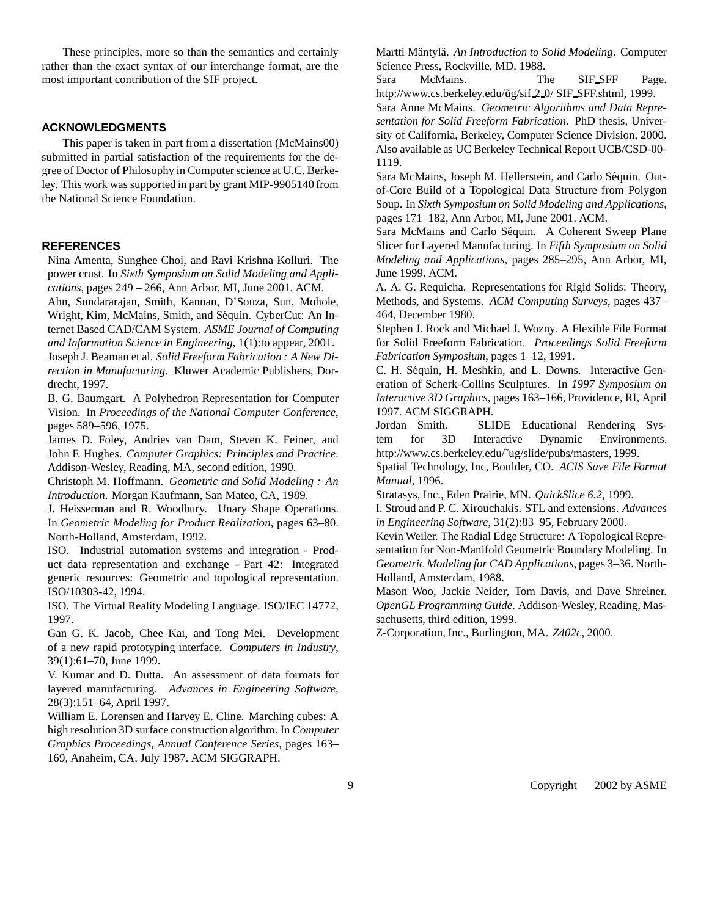These principles, more so than the semantics and certainly rather than the exact syntax of our interchange format, are the most important contribution of the SIF project.

## ACKNOWLEDGMENTS

This paper is taken in part from a dissertation (McMains00) submitted in partial satisfaction of the requirements for the degree of Doctor of Philosophy in Computer science at U.C. Berkeley. This work was supported in part by grant MIP-9905140 from the National Science Foundation.

## REFERENCES

Nina Amenta, Sunghee Choi, and Ravi Krishna Kolluri. The power crust. In *Sixth Symposium on Solid Modeling and Applications*, pages 249 – 266, Ann Arbor, MI, June 2001. ACM.

Ahn, Sundararajan, Smith, Kannan, D'Souza, Sun, Mohole, Wright, Kim, McMains, Smith, and Séquin. CyberCut: An Internet Based CAD/CAM System. *ASME Journal of Computing and Information Science in Engineering*, 1(1):to appear, 2001.

Joseph J. Beaman et al. *Solid Freeform Fabrication : A New Direction in Manufacturing*. Kluwer Academic Publishers, Dordrecht, 1997.

B. G. Baumgart. A Polyhedron Representation for Computer Vision. In *Proceedings of the National Computer Conference*, pages 589–596, 1975.

James D. Foley, Andries van Dam, Steven K. Feiner, and John F. Hughes. *Computer Graphics: Principles and Practice*. Addison-Wesley, Reading, MA, second edition, 1990.

Christoph M. Hoffmann. *Geometric and Solid Modeling : An Introduction*. Morgan Kaufmann, San Mateo, CA, 1989.

J. Heisserman and R. Woodbury. Unary Shape Operations. In *Geometric Modeling for Product Realization*, pages 63–80. North-Holland, Amsterdam, 1992.

ISO. Industrial automation systems and integration - Product data representation and exchange - Part 42: Integrated generic resources: Geometric and topological representation. ISO/10303-42, 1994.

ISO. The Virtual Reality Modeling Language. ISO/IEC 14772, 1997.

Gan G. K. Jacob, Chee Kai, and Tong Mei. Development of a new rapid prototyping interface. *Computers in Industry*, 39(1):61–70, June 1999.

V. Kumar and D. Dutta. An assessment of data formats for layered manufacturing. *Advances in Engineering Software*, 28(3):151–64, April 1997.

William E. Lorensen and Harvey E. Cline. Marching cubes: A high resolution 3D surface construction algorithm. In *Computer Graphics Proceedings, Annual Conference Series*, pages 163–169, Anaheim, CA, July 1987. ACM SIGGRAPH.

Martti Mäntylä. *An Introduction to Solid Modeling*. Computer Science Press, Rockville, MD, 1988.

Sara McMains. The SIF_SFF Page. http://www.cs.berkeley.edu/~ug/sif_2_0/ SIF_SFF.shtml, 1999.

Sara Anne McMains. *Geometric Algorithms and Data Representation for Solid Freeform Fabrication*. PhD thesis, University of California, Berkeley, Computer Science Division, 2000. Also available as UC Berkeley Technical Report UCB/CSD-00-1119.

Sara McMains, Joseph M. Hellerstein, and Carlo Séquin. Out-of-Core Build of a Topological Data Structure from Polygon Soup. In *Sixth Symposium on Solid Modeling and Applications*, pages 171–182, Ann Arbor, MI, June 2001. ACM.

Sara McMains and Carlo Séquin. A Coherent Sweep Plane Slicer for Layered Manufacturing. In *Fifth Symposium on Solid Modeling and Applications*, pages 285–295, Ann Arbor, MI, June 1999. ACM.

A. A. G. Requicha. Representations for Rigid Solids: Theory, Methods, and Systems. *ACM Computing Surveys*, pages 437–464, December 1980.

Stephen J. Rock and Michael J. Wozny. A Flexible File Format for Solid Freeform Fabrication. *Proceedings Solid Freeform Fabrication Symposium*, pages 1–12, 1991.

C. H. Séquin, H. Meshkin, and L. Downs. Interactive Generation of Scherk-Collins Sculptures. In *1997 Symposium on Interactive 3D Graphics*, pages 163–166, Providence, RI, April 1997. ACM SIGGRAPH.

Jordan Smith. SLIDE Educational Rendering System for 3D Interactive Dynamic Environments. http://www.cs.berkeley.edu/~ug/slide/pubs/masters, 1999.

Spatial Technology, Inc, Boulder, CO. *ACIS Save File Format Manual*, 1996.

Stratasys, Inc., Eden Prairie, MN. *QuickSlice 6.2*, 1999.

I. Stroud and P. C. Xirouchakis. STL and extensions. *Advances in Engineering Software*, 31(2):83–95, February 2000.

Kevin Weiler. The Radial Edge Structure: A Topological Representation for Non-Manifold Geometric Boundary Modeling. In *Geometric Modeling for CAD Applications*, pages 3–36. North-Holland, Amsterdam, 1988.

Mason Woo, Jackie Neider, Tom Davis, and Dave Shreiner. *OpenGL Programming Guide*. Addison-Wesley, Reading, Massachusetts, third edition, 1999.

Z-Corporation, Inc., Burlington, MA. *Z402c*, 2000.